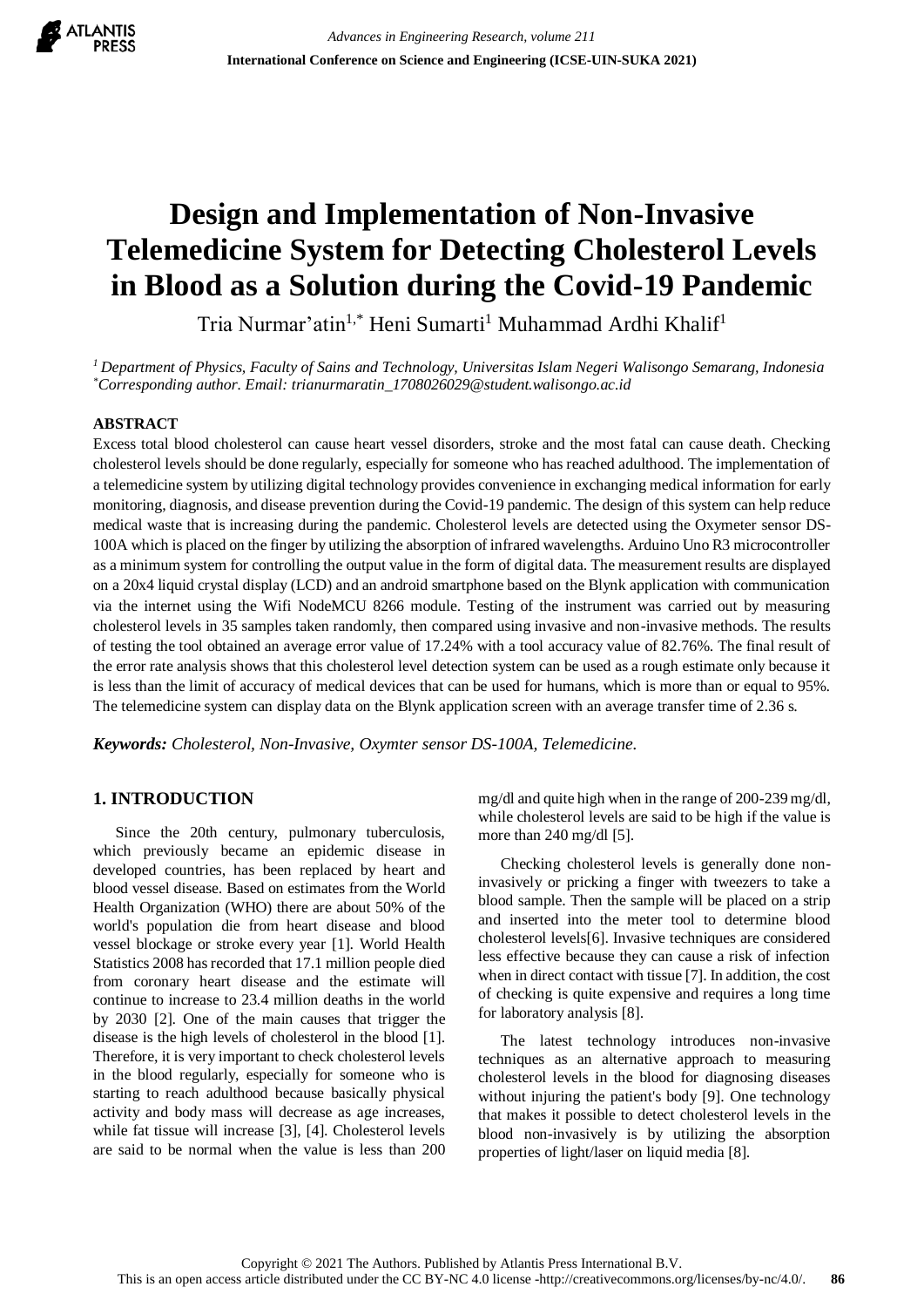# Design and Implementation of Non-Invasive Telemedicine System for Detecting Cholesterol Levels in Blood as a Solution during the Covid-19 Pandemic

Tria Nurmar'atin[1,*] Heni Sumarti[1] Muhammad Ardhi Khalif[1]

[1] *Department of Physics, Faculty of Sains and Technology, Universitas Islam Negeri Walisongo Semarang, Indonesia*
[*] *Corresponding author. Email: trianurmaratin_1708026029@student.walisongo.ac.id*

## ABSTRACT

Excess total blood cholesterol can cause heart vessel disorders, stroke and the most fatal can cause death. Checking cholesterol levels should be done regularly, especially for someone who has reached adulthood. The implementation of a telemedicine system by utilizing digital technology provides convenience in exchanging medical information for early monitoring, diagnosis, and disease prevention during the Covid-19 pandemic. The design of this system can help reduce medical waste that is increasing during the pandemic. Cholesterol levels are detected using the Oxymeter sensor DS-100A which is placed on the finger by utilizing the absorption of infrared wavelengths. Arduino Uno R3 microcontroller as a minimum system for controlling the output value in the form of digital data. The measurement results are displayed on a 20x4 liquid crystal display (LCD) and an android smartphone based on the Blynk application with communication via the internet using the Wifi NodeMCU 8266 module. Testing of the instrument was carried out by measuring cholesterol levels in 35 samples taken randomly, then compared using invasive and non-invasive methods. The results of testing the tool obtained an average error value of 17.24% with a tool accuracy value of 82.76%. The final result of the error rate analysis shows that this cholesterol level detection system can be used as a rough estimate only because it is less than the limit of accuracy of medical devices that can be used for humans, which is more than or equal to 95%. The telemedicine system can display data on the Blynk application screen with an average transfer time of 2.36 s.

***Keywords:*** *Cholesterol, Non-Invasive, Oxymter sensor DS-100A, Telemedicine.*

## 1. INTRODUCTION

Since the 20th century, pulmonary tuberculosis, which previously became an epidemic disease in developed countries, has been replaced by heart and blood vessel disease. Based on estimates from the World Health Organization (WHO) there are about 50% of the world's population die from heart disease and blood vessel blockage or stroke every year [1]. World Health Statistics 2008 has recorded that 17.1 million people died from coronary heart disease and the estimate will continue to increase to 23.4 million deaths in the world by 2030 [2]. One of the main causes that trigger the disease is the high levels of cholesterol in the blood [1]. Therefore, it is very important to check cholesterol levels in the blood regularly, especially for someone who is starting to reach adulthood because basically physical activity and body mass will decrease as age increases, while fat tissue will increase [3], [4]. Cholesterol levels are said to be normal when the value is less than 200 mg/dl and quite high when in the range of 200-239 mg/dl, while cholesterol levels are said to be high if the value is more than 240 mg/dl [5].

Checking cholesterol levels is generally done non-invasively or pricking a finger with tweezers to take a blood sample. Then the sample will be placed on a strip and inserted into the meter tool to determine blood cholesterol levels[6]. Invasive techniques are considered less effective because they can cause a risk of infection when in direct contact with tissue [7]. In addition, the cost of checking is quite expensive and requires a long time for laboratory analysis [8].

The latest technology introduces non-invasive techniques as an alternative approach to measuring cholesterol levels in the blood for diagnosing diseases without injuring the patient's body [9]. One technology that makes it possible to detect cholesterol levels in the blood non-invasively is by utilizing the absorption properties of light/laser on liquid media [8].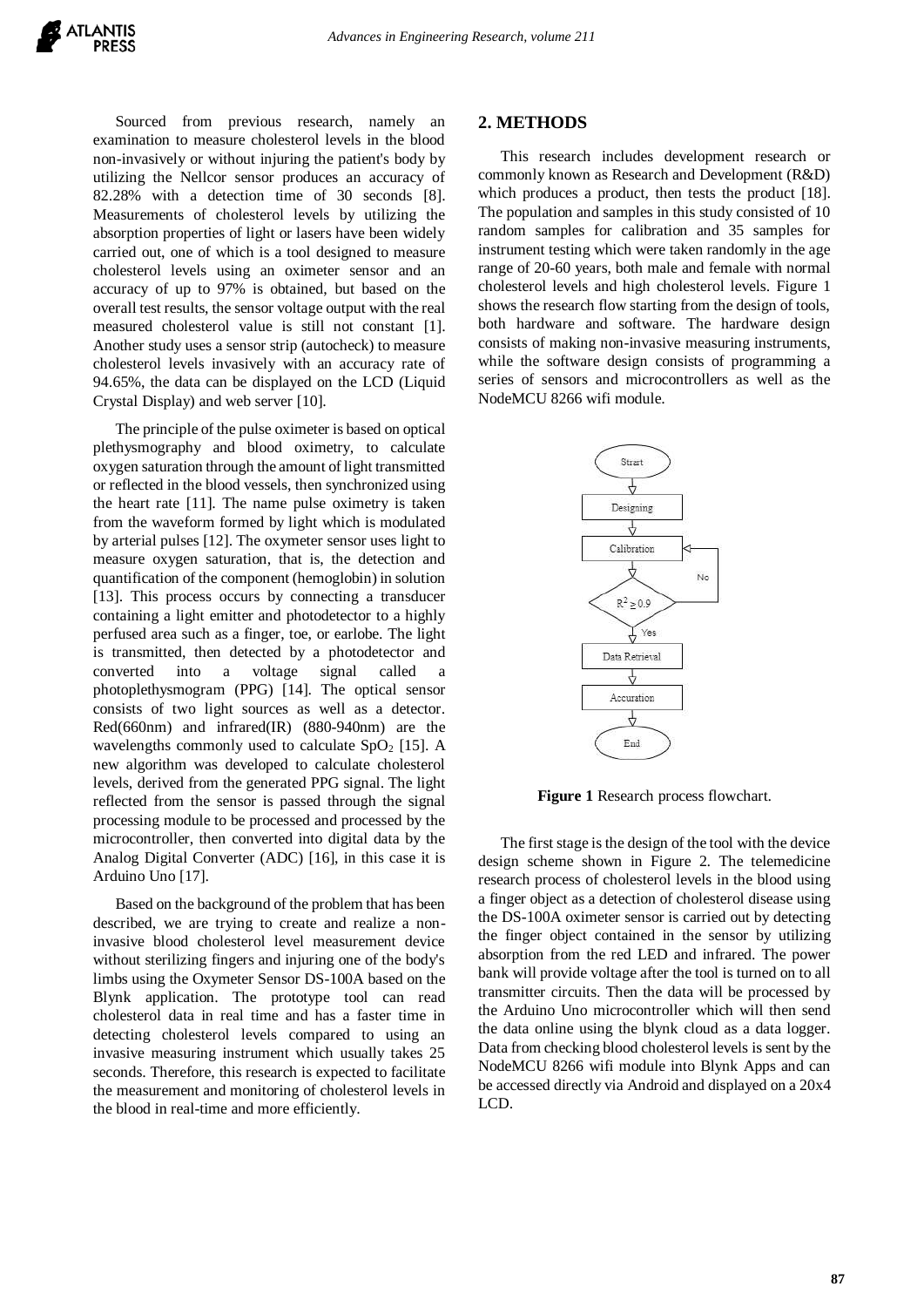Sourced from previous research, namely an examination to measure cholesterol levels in the blood non-invasively or without injuring the patient's body by utilizing the Nellcor sensor produces an accuracy of 82.28% with a detection time of 30 seconds [8]. Measurements of cholesterol levels by utilizing the absorption properties of light or lasers have been widely carried out, one of which is a tool designed to measure cholesterol levels using an oximeter sensor and an accuracy of up to 97% is obtained, but based on the overall test results, the sensor voltage output with the real measured cholesterol value is still not constant [1]. Another study uses a sensor strip (autocheck) to measure cholesterol levels invasively with an accuracy rate of 94.65%, the data can be displayed on the LCD (Liquid Crystal Display) and web server [10].

The principle of the pulse oximeter is based on optical plethysmography and blood oximetry, to calculate oxygen saturation through the amount of light transmitted or reflected in the blood vessels, then synchronized using the heart rate [11]. The name pulse oximetry is taken from the waveform formed by light which is modulated by arterial pulses [12]. The oxymeter sensor uses light to measure oxygen saturation, that is, the detection and quantification of the component (hemoglobin) in solution [13]. This process occurs by connecting a transducer containing a light emitter and photodetector to a highly perfused area such as a finger, toe, or earlobe. The light is transmitted, then detected by a photodetector and converted into a voltage signal called a photoplethysmogram (PPG) [14]. The optical sensor consists of two light sources as well as a detector. Red(660nm) and infrared(IR) (880-940nm) are the wavelengths commonly used to calculate $SpO_2$ [15]. A new algorithm was developed to calculate cholesterol levels, derived from the generated PPG signal. The light reflected from the sensor is passed through the signal processing module to be processed and processed by the microcontroller, then converted into digital data by the Analog Digital Converter (ADC) [16], in this case it is Arduino Uno [17].

Based on the background of the problem that has been described, we are trying to create and realize a non-invasive blood cholesterol level measurement device without sterilizing fingers and injuring one of the body's limbs using the Oxymeter Sensor DS-100A based on the Blynk application. The prototype tool can read cholesterol data in real time and has a faster time in detecting cholesterol levels compared to using an invasive measuring instrument which usually takes 25 seconds. Therefore, this research is expected to facilitate the measurement and monitoring of cholesterol levels in the blood in real-time and more efficiently.

## 2. METHODS

This research includes development research or commonly known as Research and Development (R&D) which produces a product, then tests the product [18]. The population and samples in this study consisted of 10 random samples for calibration and 35 samples for instrument testing which were taken randomly in the age range of 20-60 years, both male and female with normal cholesterol levels and high cholesterol levels. Figure 1 shows the research flow starting from the design of tools, both hardware and software. The hardware design consists of making non-invasive measuring instruments, while the software design consists of programming a series of sensors and microcontrollers as well as the NodeMCU 8266 wifi module.

Strart → Designing → Calibration → $R^2 \geq 0.9$ (No → Calibration; Yes →) Data Retrieval → Accuration → End

**Figure 1** Research process flowchart.

The first stage is the design of the tool with the device design scheme shown in Figure 2. The telemedicine research process of cholesterol levels in the blood using a finger object as a detection of cholesterol disease using the DS-100A oximeter sensor is carried out by detecting the finger object contained in the sensor by utilizing absorption from the red LED and infrared. The power bank will provide voltage after the tool is turned on to all transmitter circuits. Then the data will be processed by the Arduino Uno microcontroller which will then send the data online using the blynk cloud as a data logger. Data from checking blood cholesterol levels is sent by the NodeMCU 8266 wifi module into Blynk Apps and can be accessed directly via Android and displayed on a 20x4 LCD.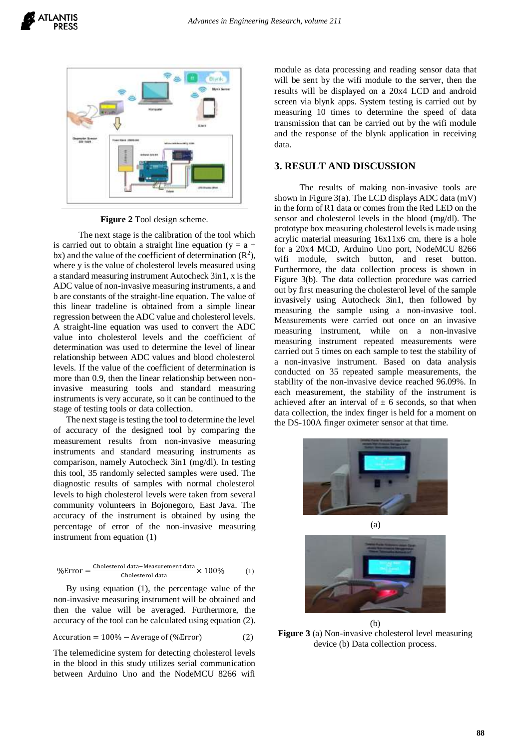Figure 2 Tool design scheme.

The next stage is the calibration of the tool which is carried out to obtain a straight line equation ($y = a + bx$) and the value of the coefficient of determination ($R^2$), where y is the value of cholesterol levels measured using a standard measuring instrument Autocheck 3in1, x is the ADC value of non-invasive measuring instruments, a and b are constants of the straight-line equation. The value of this linear tradeline is obtained from a simple linear regression between the ADC value and cholesterol levels. A straight-line equation was used to convert the ADC value into cholesterol levels and the coefficient of determination was used to determine the level of linear relationship between ADC values and blood cholesterol levels. If the value of the coefficient of determination is more than 0.9, then the linear relationship between non-invasive measuring tools and standard measuring instruments is very accurate, so it can be continued to the stage of testing tools or data collection.

The next stage is testing the tool to determine the level of accuracy of the designed tool by comparing the measurement results from non-invasive measuring instruments and standard measuring instruments as comparison, namely Autocheck 3in1 (mg/dl). In testing this tool, 35 randomly selected samples were used. The diagnostic results of samples with normal cholesterol levels to high cholesterol levels were taken from several community volunteers in Bojonegoro, East Java. The accuracy of the instrument is obtained by using the percentage of error of the non-invasive measuring instrument from equation (1)

$$\%\text{Error} = \frac{\text{Cholesterol data} - \text{Measurement data}}{\text{Cholesterol data}} \times 100\% \qquad (1)$$

By using equation (1), the percentage value of the non-invasive measuring instrument will be obtained and then the value will be averaged. Furthermore, the accuracy of the tool can be calculated using equation (2).

$$\text{Accuration} = 100\% - \text{Average of } (\%\text{Error}) \qquad (2)$$

The telemedicine system for detecting cholesterol levels in the blood in this study utilizes serial communication between Arduino Uno and the NodeMCU 8266 wifi module as data processing and reading sensor data that will be sent by the wifi module to the server, then the results will be displayed on a 20x4 LCD and android screen via blynk apps. System testing is carried out by measuring 10 times to determine the speed of data transmission that can be carried out by the wifi module and the response of the blynk application in receiving data.

## 3. RESULT AND DISCUSSION

The results of making non-invasive tools are shown in Figure 3(a). The LCD displays ADC data (mV) in the form of R1 data or comes from the Red LED on the sensor and cholesterol levels in the blood (mg/dl). The prototype box measuring cholesterol levels is made using acrylic material measuring 16x11x6 cm, there is a hole for a 20x4 MCD, Arduino Uno port, NodeMCU 8266 wifi module, switch button, and reset button. Furthermore, the data collection process is shown in Figure 3(b). The data collection procedure was carried out by first measuring the cholesterol level of the sample invasively using Autocheck 3in1, then followed by measuring the sample using a non-invasive tool. Measurements were carried out once on an invasive measuring instrument, while on a non-invasive measuring instrument repeated measurements were carried out 5 times on each sample to test the stability of a non-invasive instrument. Based on data analysis conducted on 35 repeated sample measurements, the stability of the non-invasive device reached 96.09%. In each measurement, the stability of the instrument is achieved after an interval of ± 6 seconds, so that when data collection, the index finger is held for a moment on the DS-100A finger oximeter sensor at that time.

(a)

(b)

Figure 3 (a) Non-invasive cholesterol level measuring device (b) Data collection process.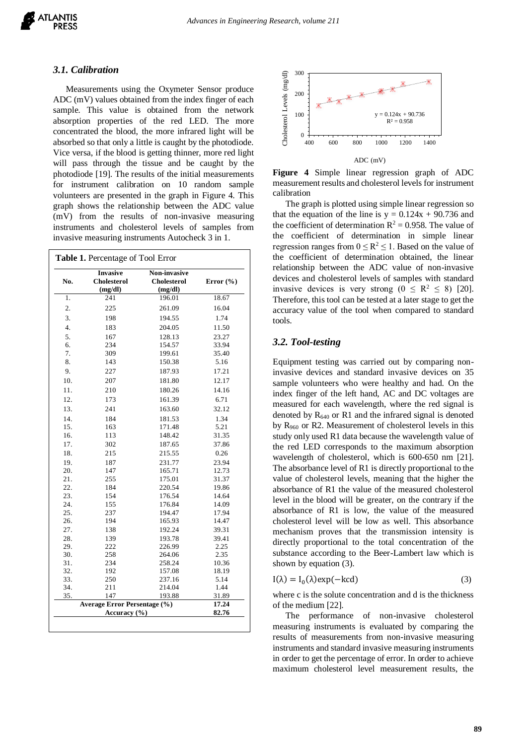### *3.1. Calibration*

Measurements using the Oxymeter Sensor produce ADC (mV) values obtained from the index finger of each sample. This value is obtained from the network absorption properties of the red LED. The more concentrated the blood, the more infrared light will be absorbed so that only a little is caught by the photodiode. Vice versa, if the blood is getting thinner, more red light will pass through the tissue and be caught by the photodiode [19]. The results of the initial measurements for instrument calibration on 10 random sample volunteers are presented in the graph in Figure 4. This graph shows the relationship between the ADC value (mV) from the results of non-invasive measuring instruments and cholesterol levels of samples from invasive measuring instruments Autocheck 3 in 1.

**Table 1.** Percentage of Tool Error

| No. | Invasive Cholesterol (mg/dl) | Non-invasive Cholesterol (mg/dl) | Error (%) |
|---|---|---|---|
| 1. | 241 | 196.01 | 18.67 |
| 2. | 225 | 261.09 | 16.04 |
| 3. | 198 | 194.55 | 1.74 |
| 4. | 183 | 204.05 | 11.50 |
| 5. | 167 | 128.13 | 23.27 |
| 6. | 234 | 154.57 | 33.94 |
| 7. | 309 | 199.61 | 35.40 |
| 8. | 143 | 150.38 | 5.16 |
| 9. | 227 | 187.93 | 17.21 |
| 10. | 207 | 181.80 | 12.17 |
| 11. | 210 | 180.26 | 14.16 |
| 12. | 173 | 161.39 | 6.71 |
| 13. | 241 | 163.60 | 32.12 |
| 14. | 184 | 181.53 | 1.34 |
| 15. | 163 | 171.48 | 5.21 |
| 16. | 113 | 148.42 | 31.35 |
| 17. | 302 | 187.65 | 37.86 |
| 18. | 215 | 215.55 | 0.26 |
| 19. | 187 | 231.77 | 23.94 |
| 20. | 147 | 165.71 | 12.73 |
| 21. | 255 | 175.01 | 31.37 |
| 22. | 184 | 220.54 | 19.86 |
| 23. | 154 | 176.54 | 14.64 |
| 24. | 155 | 176.84 | 14.09 |
| 25. | 237 | 194.47 | 17.94 |
| 26. | 194 | 165.93 | 14.47 |
| 27. | 138 | 192.24 | 39.31 |
| 28. | 139 | 193.78 | 39.41 |
| 29. | 222 | 226.99 | 2.25 |
| 30. | 258 | 264.06 | 2.35 |
| 31. | 234 | 258.24 | 10.36 |
| 32. | 192 | 157.08 | 18.19 |
| 33. | 250 | 237.16 | 5.14 |
| 34. | 211 | 214.04 | 1.44 |
| 35. | 147 | 193.88 | 31.89 |
| **Average Error Persentage (%)** | | | **17.24** |
| **Accuracy (%)** | | | **82.76** |

**Figure 4** Simple linear regression graph of ADC measurement results and cholesterol levels for instrument calibration

The graph is plotted using simple linear regression so that the equation of the line is $y = 0.124x + 90.736$ and the coefficient of determination $R^2 = 0.958$. The value of the coefficient of determination in simple linear regression ranges from $0 \leq R^2 \leq 1$. Based on the value of the coefficient of determination obtained, the linear relationship between the ADC value of non-invasive devices and cholesterol levels of samples with standard invasive devices is very strong ($0 \leq R^2 \leq 8$) [20]. Therefore, this tool can be tested at a later stage to get the accuracy value of the tool when compared to standard tools.

### *3.2. Tool-testing*

Equipment testing was carried out by comparing non-invasive devices and standard invasive devices on 35 sample volunteers who were healthy and had. On the index finger of the left hand, AC and DC voltages are measured for each wavelength, where the red signal is denoted by $R_{640}$ or R1 and the infrared signal is denoted by $R_{960}$ or R2. Measurement of cholesterol levels in this study only used R1 data because the wavelength value of the red LED corresponds to the maximum absorption wavelength of cholesterol, which is 600-650 nm [21]. The absorbance level of R1 is directly proportional to the value of cholesterol levels, meaning that the higher the absorbance of R1 the value of the measured cholesterol level in the blood will be greater, on the contrary if the absorbance of R1 is low, the value of the measured cholesterol level will be low as well. This absorbance mechanism proves that the transmission intensity is directly proportional to the total concentration of the substance according to the Beer-Lambert law which is shown by equation (3).

$$I(\lambda) = I_0(\lambda)\exp(-kcd) \tag{3}$$

where c is the solute concentration and d is the thickness of the medium [22].

The performance of non-invasive cholesterol measuring instruments is evaluated by comparing the results of measurements from non-invasive measuring instruments and standard invasive measuring instruments in order to get the percentage of error. In order to achieve maximum cholesterol level measurement results, the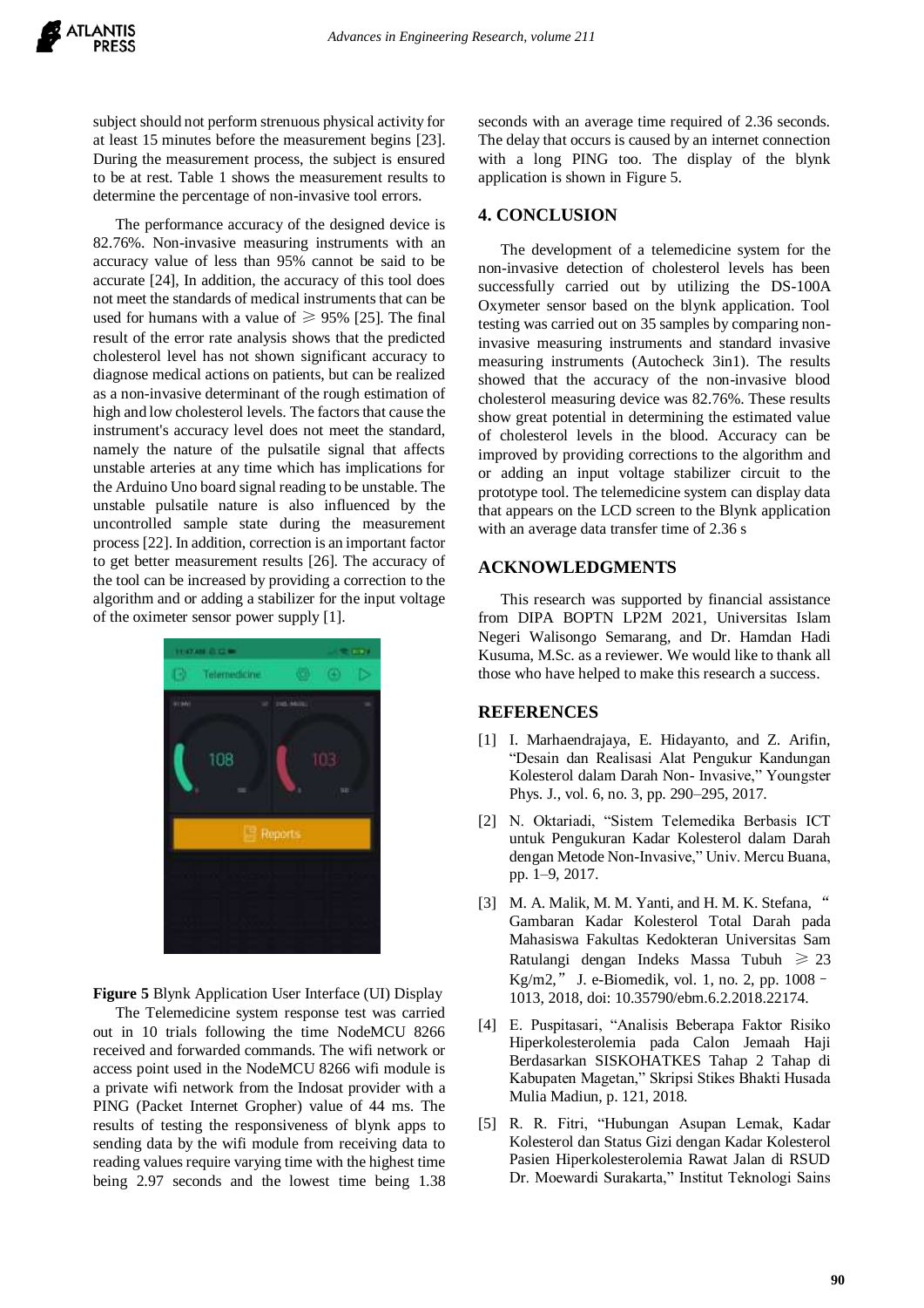subject should not perform strenuous physical activity for at least 15 minutes before the measurement begins [23]. During the measurement process, the subject is ensured to be at rest. Table 1 shows the measurement results to determine the percentage of non-invasive tool errors.

The performance accuracy of the designed device is 82.76%. Non-invasive measuring instruments with an accuracy value of less than 95% cannot be said to be accurate [24], In addition, the accuracy of this tool does not meet the standards of medical instruments that can be used for humans with a value of $\geqslant$ 95% [25]. The final result of the error rate analysis shows that the predicted cholesterol level has not shown significant accuracy to diagnose medical actions on patients, but can be realized as a non-invasive determinant of the rough estimation of high and low cholesterol levels. The factors that cause the instrument's accuracy level does not meet the standard, namely the nature of the pulsatile signal that affects unstable arteries at any time which has implications for the Arduino Uno board signal reading to be unstable. The unstable pulsatile nature is also influenced by the uncontrolled sample state during the measurement process [22]. In addition, correction is an important factor to get better measurement results [26]. The accuracy of the tool can be increased by providing a correction to the algorithm and or adding a stabilizer for the input voltage of the oximeter sensor power supply [1].

**Figure 5** Blynk Application User Interface (UI) Display

The Telemedicine system response test was carried out in 10 trials following the time NodeMCU 8266 received and forwarded commands. The wifi network or access point used in the NodeMCU 8266 wifi module is a private wifi network from the Indosat provider with a PING (Packet Internet Gropher) value of 44 ms. The results of testing the responsiveness of blynk apps to sending data by the wifi module from receiving data to reading values require varying time with the highest time being 2.97 seconds and the lowest time being 1.38 seconds with an average time required of 2.36 seconds. The delay that occurs is caused by an internet connection with a long PING too. The display of the blynk application is shown in Figure 5.

## 4. CONCLUSION

The development of a telemedicine system for the non-invasive detection of cholesterol levels has been successfully carried out by utilizing the DS-100A Oxymeter sensor based on the blynk application. Tool testing was carried out on 35 samples by comparing non-invasive measuring instruments and standard invasive measuring instruments (Autocheck 3in1). The results showed that the accuracy of the non-invasive blood cholesterol measuring device was 82.76%. These results show great potential in determining the estimated value of cholesterol levels in the blood. Accuracy can be improved by providing corrections to the algorithm and or adding an input voltage stabilizer circuit to the prototype tool. The telemedicine system can display data that appears on the LCD screen to the Blynk application with an average data transfer time of 2.36 s

## ACKNOWLEDGMENTS

This research was supported by financial assistance from DIPA BOPTN LP2M 2021, Universitas Islam Negeri Walisongo Semarang, and Dr. Hamdan Hadi Kusuma, M.Sc. as a reviewer. We would like to thank all those who have helped to make this research a success.

## REFERENCES

[1] I. Marhaendrajaya, E. Hidayanto, and Z. Arifin, "Desain dan Realisasi Alat Pengukur Kandungan Kolesterol dalam Darah Non- Invasive," Youngster Phys. J., vol. 6, no. 3, pp. 290–295, 2017.

[2] N. Oktariadi, "Sistem Telemedika Berbasis ICT untuk Pengukuran Kadar Kolesterol dalam Darah dengan Metode Non-Invasive," Univ. Mercu Buana, pp. 1–9, 2017.

[3] M. A. Malik, M. M. Yanti, and H. M. K. Stefana, " Gambaran Kadar Kolesterol Total Darah pada Mahasiswa Fakultas Kedokteran Universitas Sam Ratulangi dengan Indeks Massa Tubuh $\geqslant$ 23 Kg/m2," J. e-Biomedik, vol. 1, no. 2, pp. 1008 – 1013, 2018, doi: 10.35790/ebm.6.2.2018.22174.

[4] E. Puspitasari, "Analisis Beberapa Faktor Risiko Hiperkolesterolemia pada Calon Jemaah Haji Berdasarkan SISKOHATKES Tahap 2 Tahap di Kabupaten Magetan," Skripsi Stikes Bhakti Husada Mulia Madiun, p. 121, 2018.

[5] R. R. Fitri, "Hubungan Asupan Lemak, Kadar Kolesterol dan Status Gizi dengan Kadar Kolesterol Pasien Hiperkolesterolemia Rawat Jalan di RSUD Dr. Moewardi Surakarta," Institut Teknologi Sains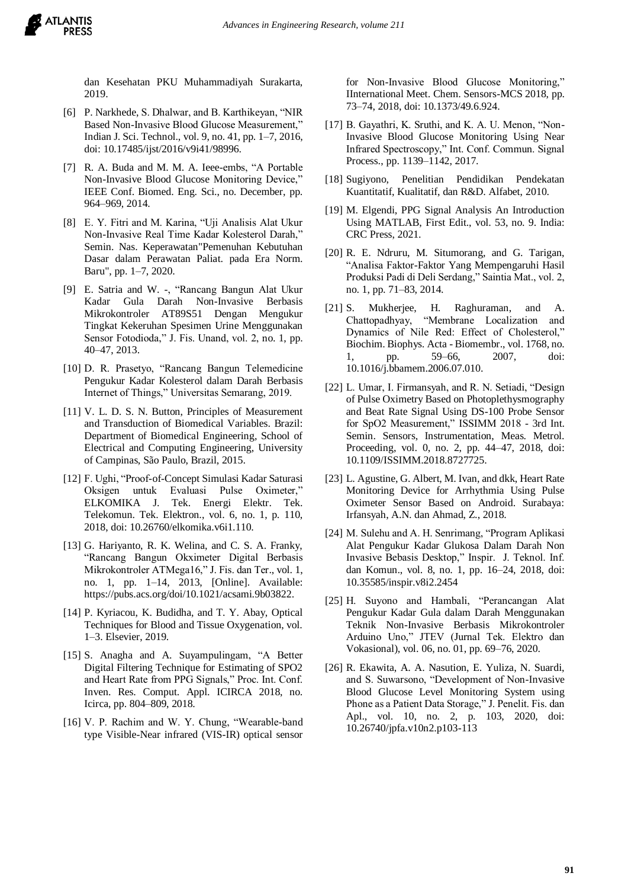dan Kesehatan PKU Muhammadiyah Surakarta, 2019.

[6] P. Narkhede, S. Dhalwar, and B. Karthikeyan, "NIR Based Non-Invasive Blood Glucose Measurement," Indian J. Sci. Technol., vol. 9, no. 41, pp. 1–7, 2016, doi: 10.17485/ijst/2016/v9i41/98996.

[7] R. A. Buda and M. M. A. Ieee-embs, "A Portable Non-Invasive Blood Glucose Monitoring Device," IEEE Conf. Biomed. Eng. Sci., no. December, pp. 964–969, 2014.

[8] E. Y. Fitri and M. Karina, "Uji Analisis Alat Ukur Non-Invasive Real Time Kadar Kolesterol Darah," Semin. Nas. Keperawatan"Pemenuhan Kebutuhan Dasar dalam Perawatan Paliat. pada Era Norm. Baru", pp. 1–7, 2020.

[9] E. Satria and W. -, "Rancang Bangun Alat Ukur Kadar Gula Darah Non-Invasive Berbasis Mikrokontroler AT89S51 Dengan Mengukur Tingkat Kekeruhan Spesimen Urine Menggunakan Sensor Fotodioda," J. Fis. Unand, vol. 2, no. 1, pp. 40–47, 2013.

[10] D. R. Prasetyo, "Rancang Bangun Telemedicine Pengukur Kadar Kolesterol dalam Darah Berbasis Internet of Things," Universitas Semarang, 2019.

[11] V. L. D. S. N. Button, Principles of Measurement and Transduction of Biomedical Variables. Brazil: Department of Biomedical Engineering, School of Electrical and Computing Engineering, University of Campinas, São Paulo, Brazil, 2015.

[12] F. Ughi, "Proof-of-Concept Simulasi Kadar Saturasi Oksigen untuk Evaluasi Pulse Oximeter," ELKOMIKA J. Tek. Energi Elektr. Tek. Telekomun. Tek. Elektron., vol. 6, no. 1, p. 110, 2018, doi: 10.26760/elkomika.v6i1.110.

[13] G. Hariyanto, R. K. Welina, and C. S. A. Franky, "Rancang Bangun Okximeter Digital Berbasis Mikrokontroler ATMega16," J. Fis. dan Ter., vol. 1, no. 1, pp. 1–14, 2013, [Online]. Available: https://pubs.acs.org/doi/10.1021/acsami.9b03822.

[14] P. Kyriacou, K. Budidha, and T. Y. Abay, Optical Techniques for Blood and Tissue Oxygenation, vol. 1–3. Elsevier, 2019.

[15] S. Anagha and A. Suyampulingam, "A Better Digital Filtering Technique for Estimating of SPO2 and Heart Rate from PPG Signals," Proc. Int. Conf. Inven. Res. Comput. Appl. ICIRCA 2018, no. Icirca, pp. 804–809, 2018.

[16] V. P. Rachim and W. Y. Chung, "Wearable-band type Visible-Near infrared (VIS-IR) optical sensor for Non-Invasive Blood Glucose Monitoring," IInternational Meet. Chem. Sensors-MCS 2018, pp. 73–74, 2018, doi: 10.1373/49.6.924.

[17] B. Gayathri, K. Sruthi, and K. A. U. Menon, "Non-Invasive Blood Glucose Monitoring Using Near Infrared Spectroscopy," Int. Conf. Commun. Signal Process., pp. 1139–1142, 2017.

[18] Sugiyono, Penelitian Pendidikan Pendekatan Kuantitatif, Kualitatif, dan R&D. Alfabet, 2010.

[19] M. Elgendi, PPG Signal Analysis An Introduction Using MATLAB, First Edit., vol. 53, no. 9. India: CRC Press, 2021.

[20] R. E. Ndruru, M. Situmorang, and G. Tarigan, "Analisa Faktor-Faktor Yang Mempengaruhi Hasil Produksi Padi di Deli Serdang," Saintia Mat., vol. 2, no. 1, pp. 71–83, 2014.

[21] S. Mukherjee, H. Raghuraman, and A. Chattopadhyay, "Membrane Localization and Dynamics of Nile Red: Effect of Cholesterol," Biochim. Biophys. Acta - Biomembr., vol. 1768, no. 1, pp. 59–66, 2007, doi: 10.1016/j.bbamem.2006.07.010.

[22] L. Umar, I. Firmansyah, and R. N. Setiadi, "Design of Pulse Oximetry Based on Photoplethysmography and Beat Rate Signal Using DS-100 Probe Sensor for SpO2 Measurement," ISSIMM 2018 - 3rd Int. Semin. Sensors, Instrumentation, Meas. Metrol. Proceeding, vol. 0, no. 2, pp. 44–47, 2018, doi: 10.1109/ISSIMM.2018.8727725.

[23] L. Agustine, G. Albert, M. Ivan, and dkk, Heart Rate Monitoring Device for Arrhythmia Using Pulse Oximeter Sensor Based on Android. Surabaya: Irfansyah, A.N. dan Ahmad, Z., 2018.

[24] M. Sulehu and A. H. Senrimang, "Program Aplikasi Alat Pengukur Kadar Glukosa Dalam Darah Non Invasive Bebasis Desktop," Inspir. J. Teknol. Inf. dan Komun., vol. 8, no. 1, pp. 16–24, 2018, doi: 10.35585/inspir.v8i2.2454

[25] H. Suyono and Hambali, "Perancangan Alat Pengukur Kadar Gula dalam Darah Menggunakan Teknik Non-Invasive Berbasis Mikrokontroler Arduino Uno," JTEV (Jurnal Tek. Elektro dan Vokasional), vol. 06, no. 01, pp. 69–76, 2020.

[26] R. Ekawita, A. A. Nasution, E. Yuliza, N. Suardi, and S. Suwarsono, "Development of Non-Invasive Blood Glucose Level Monitoring System using Phone as a Patient Data Storage," J. Penelit. Fis. dan Apl., vol. 10, no. 2, p. 103, 2020, doi: 10.26740/jpfa.v10n2.p103-113